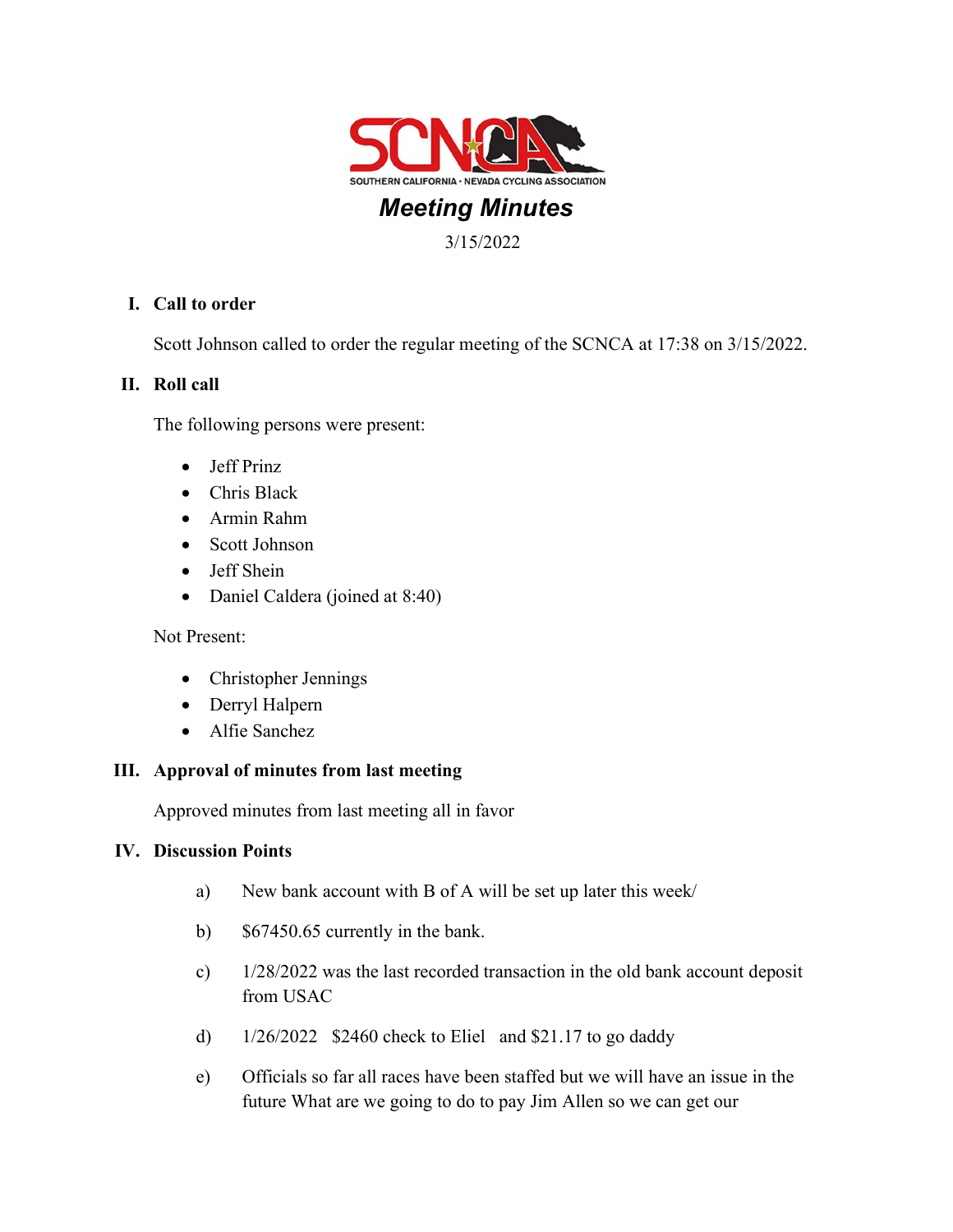SOUTHERN CALIFORNIA · NEVADA CYCLING ASSOCIATION

# *Meeting Minutes*

3/15/2022

## I. Call to order

Scott Johnson called to order the regular meeting of the SCNCA at 17:38 on 3/15/2022.

## II. Roll call

The following persons were present:

- Jeff Prinz
- Chris Black
- Armin Rahm
- Scott Johnson
- Jeff Shein
- Daniel Caldera (joined at 8:40)

Not Present:

- Christopher Jennings
- Derryl Halpern
- Alfie Sanchez

## III. Approval of minutes from last meeting

Approved minutes from last meeting all in favor

## IV. Discussion Points

a) New bank account with B of A will be set up later this week/

b) $67450.65 currently in the bank.

c) 1/28/2022 was the last recorded transaction in the old bank account deposit from USAC

d) 1/26/2022 $2460 check to Eliel and $21.17 to go daddy

e) Officials so far all races have been staffed but we will have an issue in the future What are we going to do to pay Jim Allen so we can get our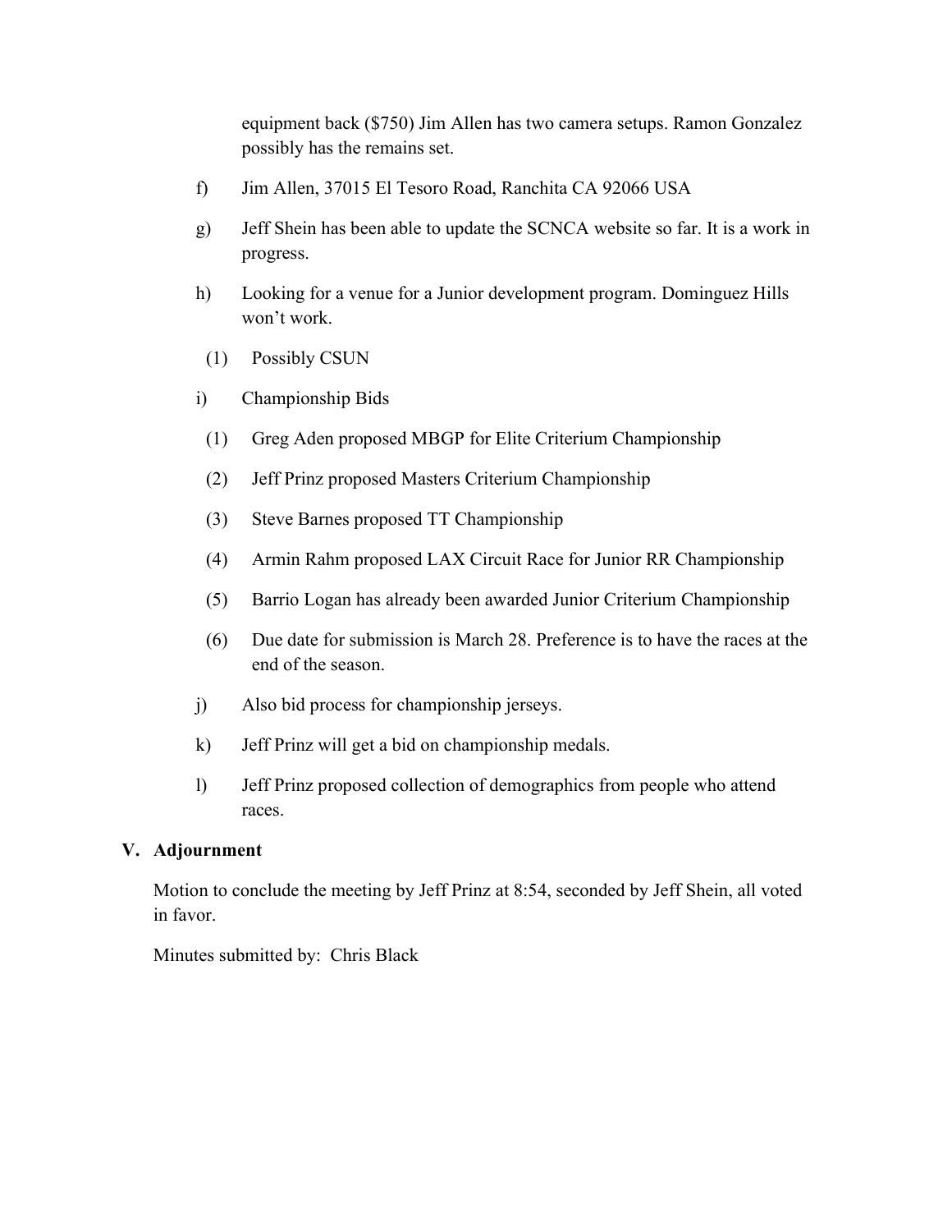equipment back ($750) Jim Allen has two camera setups. Ramon Gonzalez possibly has the remains set.

f) Jim Allen, 37015 El Tesoro Road, Ranchita CA 92066 USA

g) Jeff Shein has been able to update the SCNCA website so far. It is a work in progress.

h) Looking for a venue for a Junior development program. Dominguez Hills won't work.

   (1) Possibly CSUN

i) Championship Bids

   (1) Greg Aden proposed MBGP for Elite Criterium Championship

   (2) Jeff Prinz proposed Masters Criterium Championship

   (3) Steve Barnes proposed TT Championship

   (4) Armin Rahm proposed LAX Circuit Race for Junior RR Championship

   (5) Barrio Logan has already been awarded Junior Criterium Championship

   (6) Due date for submission is March 28. Preference is to have the races at the end of the season.

j) Also bid process for championship jerseys.

k) Jeff Prinz will get a bid on championship medals.

l) Jeff Prinz proposed collection of demographics from people who attend races.

## V. Adjournment

Motion to conclude the meeting by Jeff Prinz at 8:54, seconded by Jeff Shein, all voted in favor.

Minutes submitted by: Chris Black